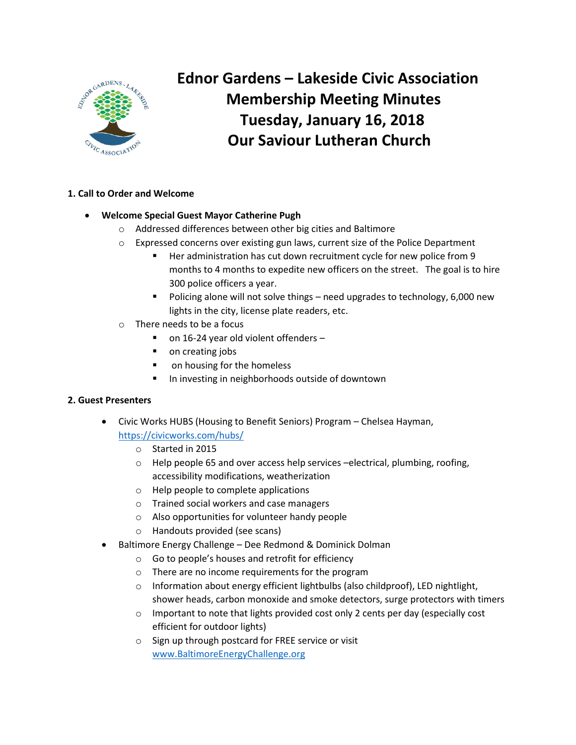# Ednor Gardens – Lakeside Civic Association
# Membership Meeting Minutes
# Tuesday, January 16, 2018
# Our Saviour Lutheran Church

**1. Call to Order and Welcome**

- **Welcome Special Guest Mayor Catherine Pugh**
  - Addressed differences between other big cities and Baltimore
  - Expressed concerns over existing gun laws, current size of the Police Department
    - Her administration has cut down recruitment cycle for new police from 9 months to 4 months to expedite new officers on the street. The goal is to hire 300 police officers a year.
    - Policing alone will not solve things – need upgrades to technology, 6,000 new lights in the city, license plate readers, etc.
  - There needs to be a focus
    - on 16-24 year old violent offenders –
    - on creating jobs
    - on housing for the homeless
    - In investing in neighborhoods outside of downtown

**2. Guest Presenters**

- Civic Works HUBS (Housing to Benefit Seniors) Program – Chelsea Hayman, https://civicworks.com/hubs/
  - Started in 2015
  - Help people 65 and over access help services –electrical, plumbing, roofing, accessibility modifications, weatherization
  - Help people to complete applications
  - Trained social workers and case managers
  - Also opportunities for volunteer handy people
  - Handouts provided (see scans)
- Baltimore Energy Challenge – Dee Redmond & Dominick Dolman
  - Go to people's houses and retrofit for efficiency
  - There are no income requirements for the program
  - Information about energy efficient lightbulbs (also childproof), LED nightlight, shower heads, carbon monoxide and smoke detectors, surge protectors with timers
  - Important to note that lights provided cost only 2 cents per day (especially cost efficient for outdoor lights)
  - Sign up through postcard for FREE service or visit www.BaltimoreEnergyChallenge.org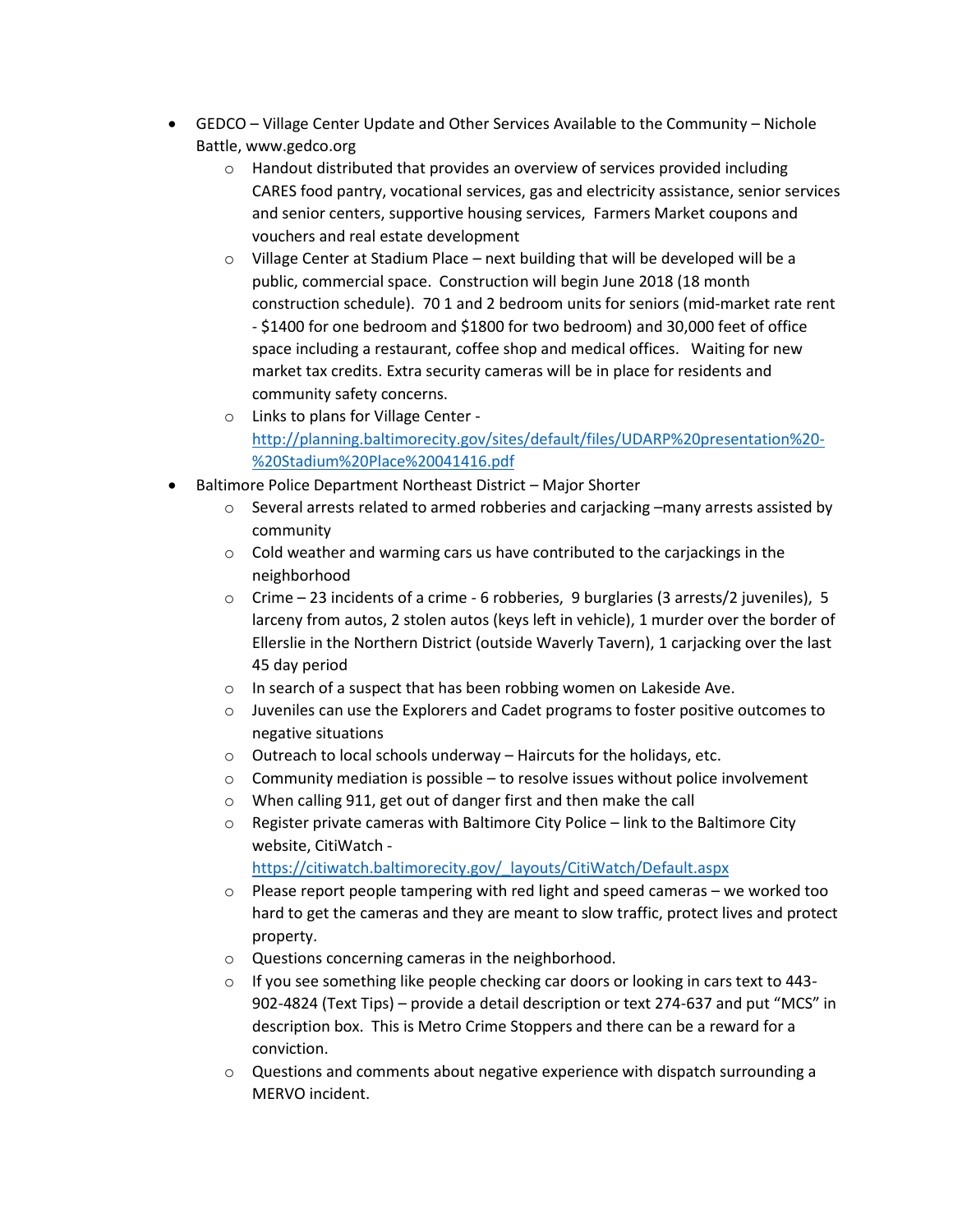- GEDCO – Village Center Update and Other Services Available to the Community – Nichole Battle, www.gedco.org
  - Handout distributed that provides an overview of services provided including CARES food pantry, vocational services, gas and electricity assistance, senior services and senior centers, supportive housing services, Farmers Market coupons and vouchers and real estate development
  - Village Center at Stadium Place – next building that will be developed will be a public, commercial space. Construction will begin June 2018 (18 month construction schedule). 70 1 and 2 bedroom units for seniors (mid-market rate rent - $1400 for one bedroom and $1800 for two bedroom) and 30,000 feet of office space including a restaurant, coffee shop and medical offices. Waiting for new market tax credits. Extra security cameras will be in place for residents and community safety concerns.
  - Links to plans for Village Center - [http://planning.baltimorecity.gov/sites/default/files/UDARP%20presentation%20-%20Stadium%20Place%20041416.pdf](http://planning.baltimorecity.gov/sites/default/files/UDARP%20presentation%20-%20Stadium%20Place%20041416.pdf)
- Baltimore Police Department Northeast District – Major Shorter
  - Several arrests related to armed robberies and carjacking –many arrests assisted by community
  - Cold weather and warming cars us have contributed to the carjackings in the neighborhood
  - Crime – 23 incidents of a crime - 6 robberies, 9 burglaries (3 arrests/2 juveniles), 5 larceny from autos, 2 stolen autos (keys left in vehicle), 1 murder over the border of Ellerslie in the Northern District (outside Waverly Tavern), 1 carjacking over the last 45 day period
  - In search of a suspect that has been robbing women on Lakeside Ave.
  - Juveniles can use the Explorers and Cadet programs to foster positive outcomes to negative situations
  - Outreach to local schools underway – Haircuts for the holidays, etc.
  - Community mediation is possible – to resolve issues without police involvement
  - When calling 911, get out of danger first and then make the call
  - Register private cameras with Baltimore City Police – link to the Baltimore City website, CitiWatch - [https://citiwatch.baltimorecity.gov/_layouts/CitiWatch/Default.aspx](https://citiwatch.baltimorecity.gov/_layouts/CitiWatch/Default.aspx)
  - Please report people tampering with red light and speed cameras – we worked too hard to get the cameras and they are meant to slow traffic, protect lives and protect property.
  - Questions concerning cameras in the neighborhood.
  - If you see something like people checking car doors or looking in cars text to 443-902-4824 (Text Tips) – provide a detail description or text 274-637 and put "MCS" in description box. This is Metro Crime Stoppers and there can be a reward for a conviction.
  - Questions and comments about negative experience with dispatch surrounding a MERVO incident.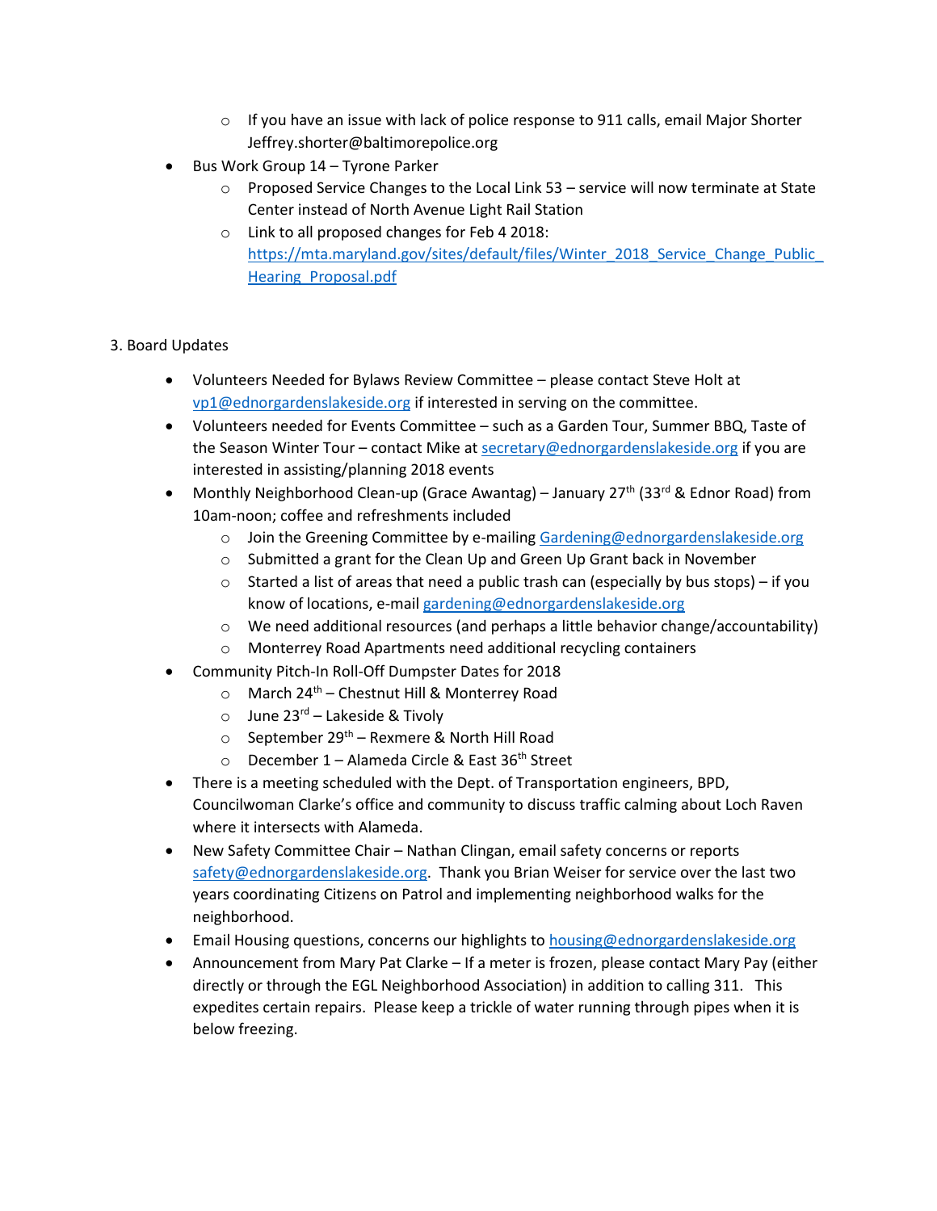- If you have an issue with lack of police response to 911 calls, email Major Shorter Jeffrey.shorter@baltimorepolice.org
- Bus Work Group 14 – Tyrone Parker
    - Proposed Service Changes to the Local Link 53 – service will now terminate at State Center instead of North Avenue Light Rail Station
    - Link to all proposed changes for Feb 4 2018: https://mta.maryland.gov/sites/default/files/Winter_2018_Service_Change_Public_Hearing_Proposal.pdf

3. Board Updates

- Volunteers Needed for Bylaws Review Committee – please contact Steve Holt at vp1@ednorgardenslakeside.org if interested in serving on the committee.
- Volunteers needed for Events Committee – such as a Garden Tour, Summer BBQ, Taste of the Season Winter Tour – contact Mike at secretary@ednorgardenslakeside.org if you are interested in assisting/planning 2018 events
- Monthly Neighborhood Clean-up (Grace Awantag) – January 27th (33rd & Ednor Road) from 10am-noon; coffee and refreshments included
    - Join the Greening Committee by e-mailing Gardening@ednorgardenslakeside.org
    - Submitted a grant for the Clean Up and Green Up Grant back in November
    - Started a list of areas that need a public trash can (especially by bus stops) – if you know of locations, e-mail gardening@ednorgardenslakeside.org
    - We need additional resources (and perhaps a little behavior change/accountability)
    - Monterrey Road Apartments need additional recycling containers
- Community Pitch-In Roll-Off Dumpster Dates for 2018
    - March 24th – Chestnut Hill & Monterrey Road
    - June 23rd – Lakeside & Tivoly
    - September 29th – Rexmere & North Hill Road
    - December 1 – Alameda Circle & East 36th Street
- There is a meeting scheduled with the Dept. of Transportation engineers, BPD, Councilwoman Clarke's office and community to discuss traffic calming about Loch Raven where it intersects with Alameda.
- New Safety Committee Chair – Nathan Clingan, email safety concerns or reports safety@ednorgardenslakeside.org. Thank you Brian Weiser for service over the last two years coordinating Citizens on Patrol and implementing neighborhood walks for the neighborhood.
- Email Housing questions, concerns our highlights to housing@ednorgardenslakeside.org
- Announcement from Mary Pat Clarke – If a meter is frozen, please contact Mary Pay (either directly or through the EGL Neighborhood Association) in addition to calling 311. This expedites certain repairs. Please keep a trickle of water running through pipes when it is below freezing.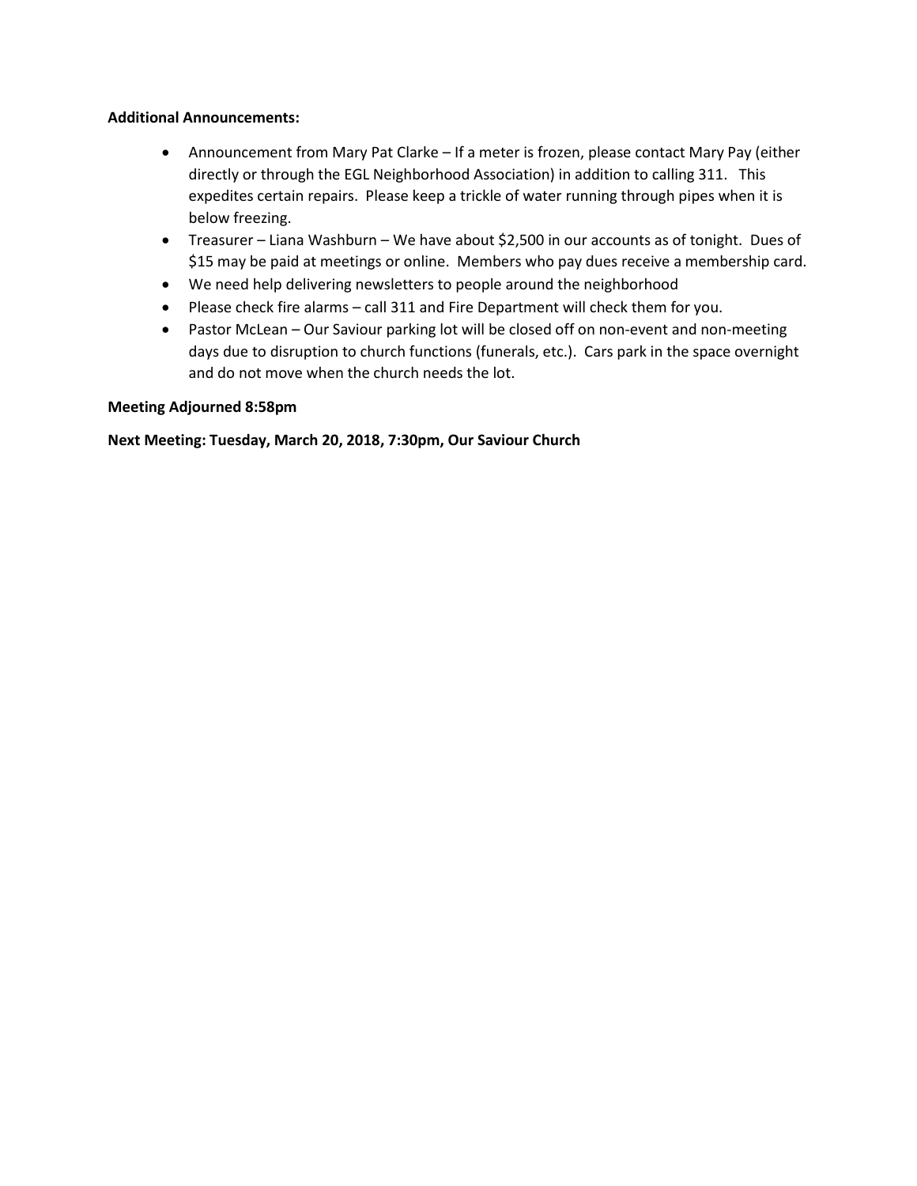**Additional Announcements:**

- Announcement from Mary Pat Clarke – If a meter is frozen, please contact Mary Pay (either directly or through the EGL Neighborhood Association) in addition to calling 311. This expedites certain repairs. Please keep a trickle of water running through pipes when it is below freezing.
- Treasurer – Liana Washburn – We have about $2,500 in our accounts as of tonight. Dues of $15 may be paid at meetings or online. Members who pay dues receive a membership card.
- We need help delivering newsletters to people around the neighborhood
- Please check fire alarms – call 311 and Fire Department will check them for you.
- Pastor McLean – Our Saviour parking lot will be closed off on non-event and non-meeting days due to disruption to church functions (funerals, etc.). Cars park in the space overnight and do not move when the church needs the lot.

**Meeting Adjourned 8:58pm**

**Next Meeting: Tuesday, March 20, 2018, 7:30pm, Our Saviour Church**